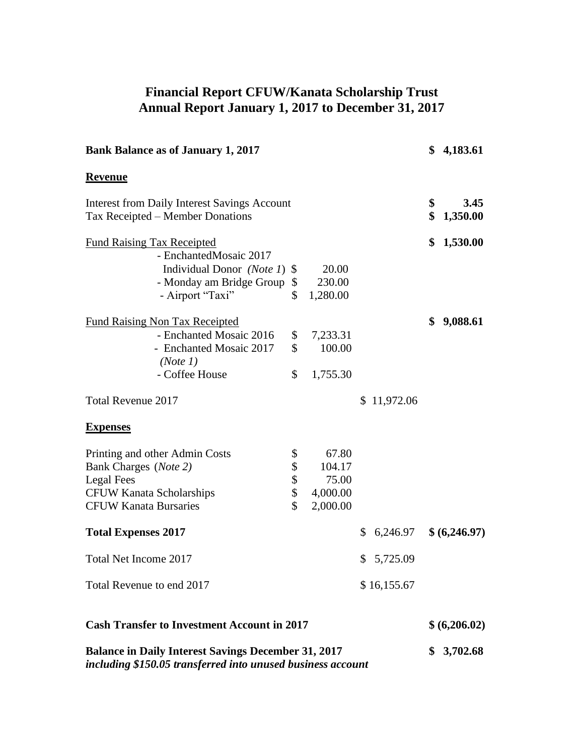# Financial Report CFUW/Kanata Scholarship Trust
## Annual Report January 1, 2017 to December 31, 2017

| | | | |
|---|---|---|---|
| **Bank Balance as of January 1, 2017** | | | **$ 4,183.61** |
| **Revenue** | | | |
| Interest from Daily Interest Savings Account | | | **$ 3.45** |
| Tax Receipted – Member Donations | | | **$ 1,350.00** |
| Fund Raising Tax Receipted | | | **$ 1,530.00** |
| - EnchantedMosaic 2017 Individual Donor *(Note 1)* | $ 20.00 | | |
| - Monday am Bridge Group | $ 230.00 | | |
| - Airport "Taxi" | $ 1,280.00 | | |
| Fund Raising Non Tax Receipted | | | **$ 9,088.61** |
| - Enchanted Mosaic 2016 | $ 7,233.31 | | |
| - Enchanted Mosaic 2017 *(Note 1)* | $ 100.00 | | |
| - Coffee House | $ 1,755.30 | | |
| Total Revenue 2017 | | $ 11,972.06 | |
| **Expenses** | | | |
| Printing and other Admin Costs | $ 67.80 | | |
| Bank Charges (*Note 2)* | $ 104.17 | | |
| Legal Fees | $ 75.00 | | |
| CFUW Kanata Scholarships | $ 4,000.00 | | |
| CFUW Kanata Bursaries | $ 2,000.00 | | |
| **Total Expenses 2017** | | $ 6,246.97 | **$ (6,246.97)** |
| Total Net Income 2017 | | $ 5,725.09 | |
| Total Revenue to end 2017 | | $ 16,155.67 | |
| **Cash Transfer to Investment Account in 2017** | | | **$ (6,206.02)** |
| **Balance in Daily Interest Savings December 31, 2017** ***including $150.05 transferred into unused business account*** | | | **$ 3,702.68** |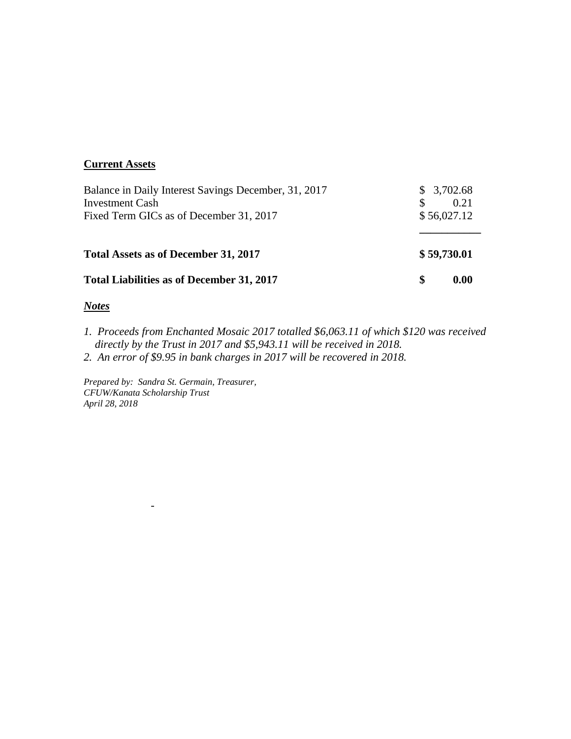**Current Assets**

| | |
|---|---|
| Balance in Daily Interest Savings December, 31, 2017 | \$ 3,702.68 |
| Investment Cash | \$ 0.21 |
| Fixed Term GICs as of December 31, 2017 | \$ 56,027.12 |
| **Total Assets as of December 31, 2017** | **\$ 59,730.01** |
| **Total Liabilities as of December 31, 2017** | **\$ 0.00** |

***Notes***

*1. Proceeds from Enchanted Mosaic 2017 totalled \$6,063.11 of which \$120 was received directly by the Trust in 2017 and \$5,943.11 will be received in 2018.*
*2. An error of \$9.95 in bank charges in 2017 will be recovered in 2018.*

*Prepared by: Sandra St. Germain, Treasurer,*
*CFUW/Kanata Scholarship Trust*
*April 28, 2018*

-